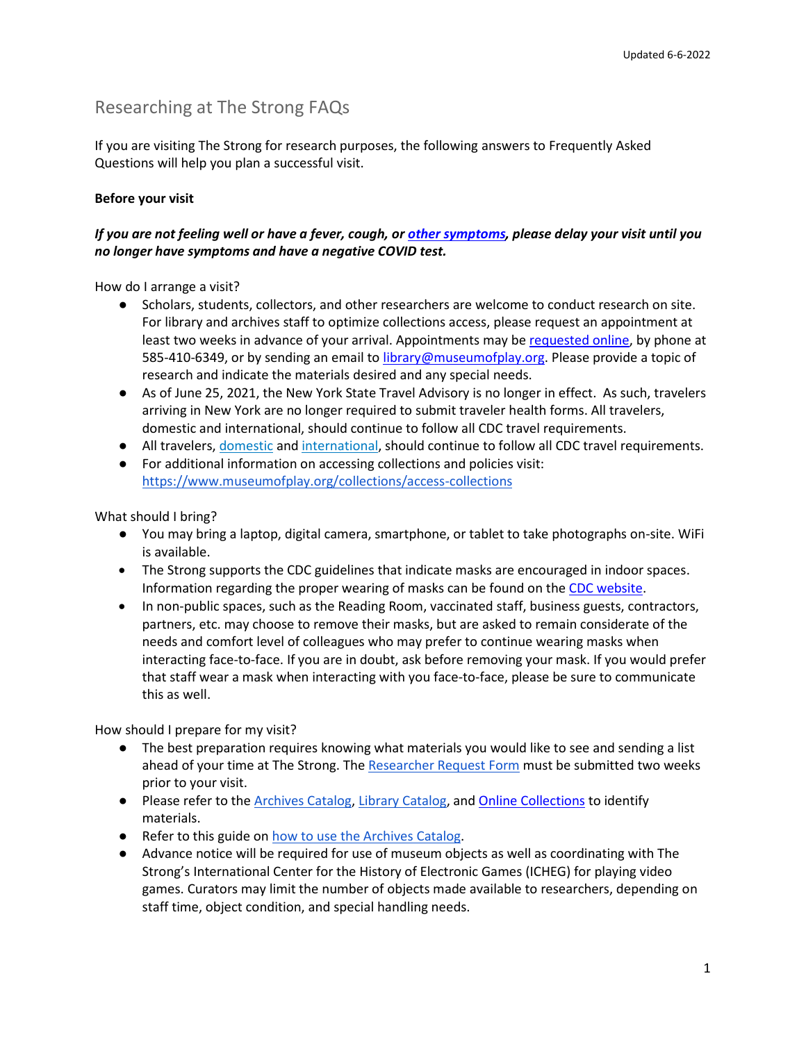Updated 6-6-2022

# Researching at The Strong FAQs

If you are visiting The Strong for research purposes, the following answers to Frequently Asked Questions will help you plan a successful visit.

**Before your visit**

***If you are not feeling well or have a fever, cough, or other symptoms, please delay your visit until you no longer have symptoms and have a negative COVID test.***

How do I arrange a visit?

- Scholars, students, collectors, and other researchers are welcome to conduct research on site. For library and archives staff to optimize collections access, please request an appointment at least two weeks in advance of your arrival. Appointments may be requested online, by phone at 585-410-6349, or by sending an email to library@museumofplay.org. Please provide a topic of research and indicate the materials desired and any special needs.
- As of June 25, 2021, the New York State Travel Advisory is no longer in effect. As such, travelers arriving in New York are no longer required to submit traveler health forms. All travelers, domestic and international, should continue to follow all CDC travel requirements.
- All travelers, domestic and international, should continue to follow all CDC travel requirements.
- For additional information on accessing collections and policies visit: https://www.museumofplay.org/collections/access-collections

What should I bring?

- You may bring a laptop, digital camera, smartphone, or tablet to take photographs on-site. WiFi is available.
- The Strong supports the CDC guidelines that indicate masks are encouraged in indoor spaces. Information regarding the proper wearing of masks can be found on the CDC website.
- In non-public spaces, such as the Reading Room, vaccinated staff, business guests, contractors, partners, etc. may choose to remove their masks, but are asked to remain considerate of the needs and comfort level of colleagues who may prefer to continue wearing masks when interacting face-to-face. If you are in doubt, ask before removing your mask. If you would prefer that staff wear a mask when interacting with you face-to-face, please be sure to communicate this as well.

How should I prepare for my visit?

- The best preparation requires knowing what materials you would like to see and sending a list ahead of your time at The Strong. The Researcher Request Form must be submitted two weeks prior to your visit.
- Please refer to the Archives Catalog, Library Catalog, and Online Collections to identify materials.
- Refer to this guide on how to use the Archives Catalog.
- Advance notice will be required for use of museum objects as well as coordinating with The Strong's International Center for the History of Electronic Games (ICHEG) for playing video games. Curators may limit the number of objects made available to researchers, depending on staff time, object condition, and special handling needs.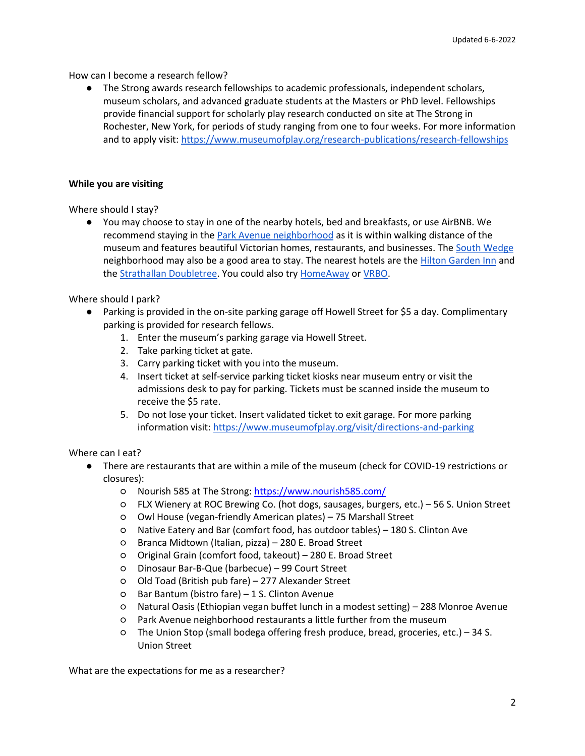How can I become a research fellow?

- The Strong awards research fellowships to academic professionals, independent scholars, museum scholars, and advanced graduate students at the Masters or PhD level. Fellowships provide financial support for scholarly play research conducted on site at The Strong in Rochester, New York, for periods of study ranging from one to four weeks. For more information and to apply visit: https://www.museumofplay.org/research-publications/research-fellowships

**While you are visiting**

Where should I stay?

- You may choose to stay in one of the nearby hotels, bed and breakfasts, or use AirBNB. We recommend staying in the Park Avenue neighborhood as it is within walking distance of the museum and features beautiful Victorian homes, restaurants, and businesses. The South Wedge neighborhood may also be a good area to stay. The nearest hotels are the Hilton Garden Inn and the Strathallan Doubletree. You could also try HomeAway or VRBO.

Where should I park?

- Parking is provided in the on-site parking garage off Howell Street for $5 a day. Complimentary parking is provided for research fellows.
  1. Enter the museum's parking garage via Howell Street.
  2. Take parking ticket at gate.
  3. Carry parking ticket with you into the museum.
  4. Insert ticket at self-service parking ticket kiosks near museum entry or visit the admissions desk to pay for parking. Tickets must be scanned inside the museum to receive the $5 rate.
  5. Do not lose your ticket. Insert validated ticket to exit garage. For more parking information visit: https://www.museumofplay.org/visit/directions-and-parking

Where can I eat?

- There are restaurants that are within a mile of the museum (check for COVID-19 restrictions or closures):
  - Nourish 585 at The Strong: https://www.nourish585.com/
  - FLX Wienery at ROC Brewing Co. (hot dogs, sausages, burgers, etc.) – 56 S. Union Street
  - Owl House (vegan-friendly American plates) – 75 Marshall Street
  - Native Eatery and Bar (comfort food, has outdoor tables) – 180 S. Clinton Ave
  - Branca Midtown (Italian, pizza) – 280 E. Broad Street
  - Original Grain (comfort food, takeout) – 280 E. Broad Street
  - Dinosaur Bar-B-Que (barbecue) – 99 Court Street
  - Old Toad (British pub fare) – 277 Alexander Street
  - Bar Bantum (bistro fare) – 1 S. Clinton Avenue
  - Natural Oasis (Ethiopian vegan buffet lunch in a modest setting) – 288 Monroe Avenue
  - Park Avenue neighborhood restaurants a little further from the museum
  - The Union Stop (small bodega offering fresh produce, bread, groceries, etc.) – 34 S. Union Street

What are the expectations for me as a researcher?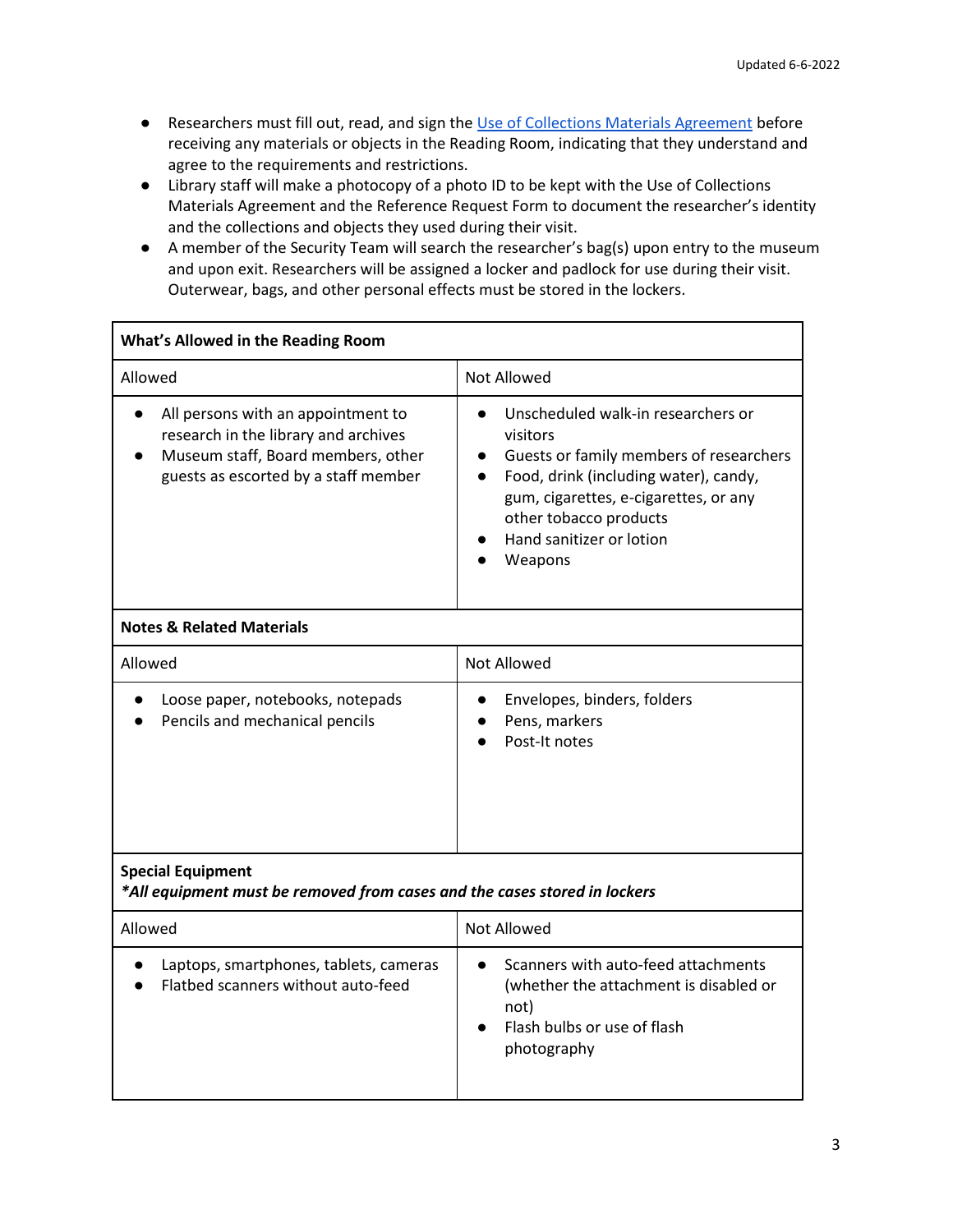- Researchers must fill out, read, and sign the [Use of Collections Materials Agreement]() before receiving any materials or objects in the Reading Room, indicating that they understand and agree to the requirements and restrictions.
- Library staff will make a photocopy of a photo ID to be kept with the Use of Collections Materials Agreement and the Reference Request Form to document the researcher's identity and the collections and objects they used during their visit.
- A member of the Security Team will search the researcher's bag(s) upon entry to the museum and upon exit. Researchers will be assigned a locker and padlock for use during their visit. Outerwear, bags, and other personal effects must be stored in the lockers.

| **What's Allowed in the Reading Room** | |
|---|---|
| Allowed | Not Allowed |
| • All persons with an appointment to research in the library and archives<br>• Museum staff, Board members, other guests as escorted by a staff member | • Unscheduled walk-in researchers or visitors<br>• Guests or family members of researchers<br>• Food, drink (including water), candy, gum, cigarettes, e-cigarettes, or any other tobacco products<br>• Hand sanitizer or lotion<br>• Weapons |
| **Notes & Related Materials** | |
| Allowed | Not Allowed |
| • Loose paper, notebooks, notepads<br>• Pencils and mechanical pencils | • Envelopes, binders, folders<br>• Pens, markers<br>• Post-It notes |
| **Special Equipment**<br>***All equipment must be removed from cases and the cases stored in lockers*** | |
| Allowed | Not Allowed |
| • Laptops, smartphones, tablets, cameras<br>• Flatbed scanners without auto-feed | • Scanners with auto-feed attachments (whether the attachment is disabled or not)<br>• Flash bulbs or use of flash photography |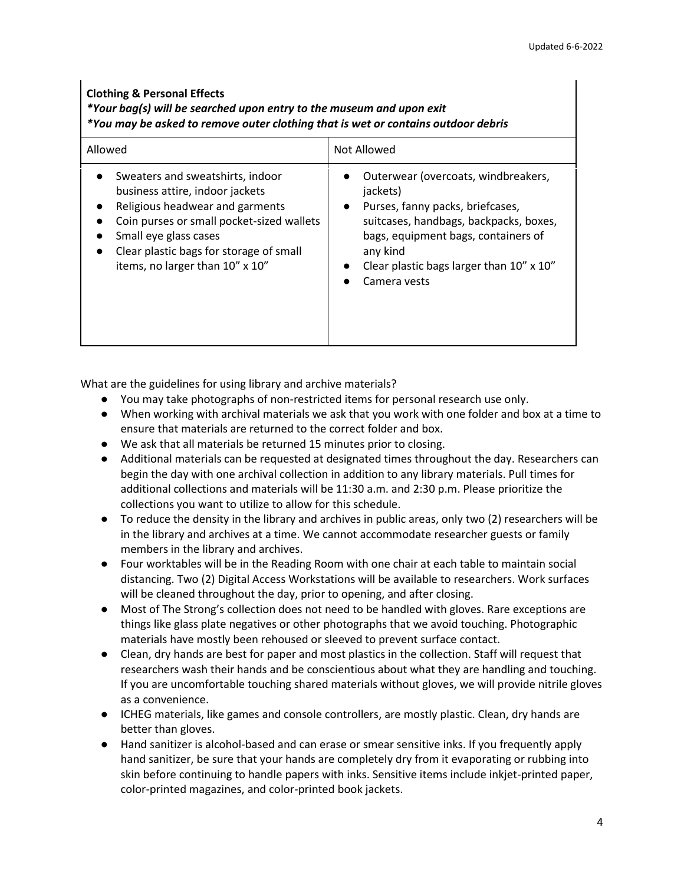**Clothing & Personal Effects**

***Your bag(s) will be searched upon entry to the museum and upon exit***

***You may be asked to remove outer clothing that is wet or contains outdoor debris***

| Allowed | Not Allowed |
|---|---|
| • Sweaters and sweatshirts, indoor business attire, indoor jackets<br>• Religious headwear and garments<br>• Coin purses or small pocket-sized wallets<br>• Small eye glass cases<br>• Clear plastic bags for storage of small items, no larger than 10" x 10" | • Outerwear (overcoats, windbreakers, jackets)<br>• Purses, fanny packs, briefcases, suitcases, handbags, backpacks, boxes, bags, equipment bags, containers of any kind<br>• Clear plastic bags larger than 10" x 10"<br>• Camera vests |

What are the guidelines for using library and archive materials?

- You may take photographs of non-restricted items for personal research use only.
- When working with archival materials we ask that you work with one folder and box at a time to ensure that materials are returned to the correct folder and box.
- We ask that all materials be returned 15 minutes prior to closing.
- Additional materials can be requested at designated times throughout the day. Researchers can begin the day with one archival collection in addition to any library materials. Pull times for additional collections and materials will be 11:30 a.m. and 2:30 p.m. Please prioritize the collections you want to utilize to allow for this schedule.
- To reduce the density in the library and archives in public areas, only two (2) researchers will be in the library and archives at a time. We cannot accommodate researcher guests or family members in the library and archives.
- Four worktables will be in the Reading Room with one chair at each table to maintain social distancing. Two (2) Digital Access Workstations will be available to researchers. Work surfaces will be cleaned throughout the day, prior to opening, and after closing.
- Most of The Strong's collection does not need to be handled with gloves. Rare exceptions are things like glass plate negatives or other photographs that we avoid touching. Photographic materials have mostly been rehoused or sleeved to prevent surface contact.
- Clean, dry hands are best for paper and most plastics in the collection. Staff will request that researchers wash their hands and be conscientious about what they are handling and touching. If you are uncomfortable touching shared materials without gloves, we will provide nitrile gloves as a convenience.
- ICHEG materials, like games and console controllers, are mostly plastic. Clean, dry hands are better than gloves.
- Hand sanitizer is alcohol-based and can erase or smear sensitive inks. If you frequently apply hand sanitizer, be sure that your hands are completely dry from it evaporating or rubbing into skin before continuing to handle papers with inks. Sensitive items include inkjet-printed paper, color-printed magazines, and color-printed book jackets.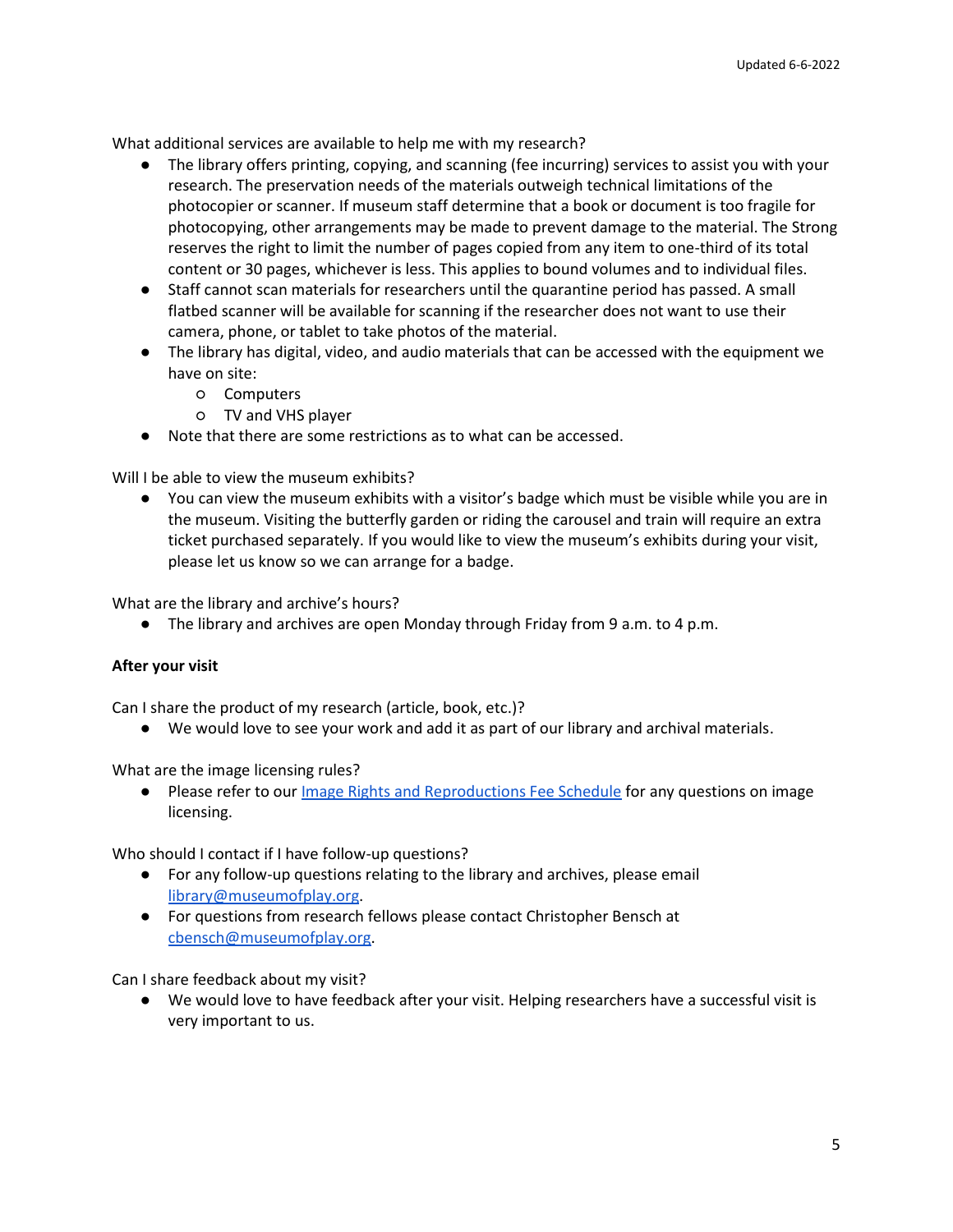What additional services are available to help me with my research?

- The library offers printing, copying, and scanning (fee incurring) services to assist you with your research. The preservation needs of the materials outweigh technical limitations of the photocopier or scanner. If museum staff determine that a book or document is too fragile for photocopying, other arrangements may be made to prevent damage to the material. The Strong reserves the right to limit the number of pages copied from any item to one-third of its total content or 30 pages, whichever is less. This applies to bound volumes and to individual files.
- Staff cannot scan materials for researchers until the quarantine period has passed. A small flatbed scanner will be available for scanning if the researcher does not want to use their camera, phone, or tablet to take photos of the material.
- The library has digital, video, and audio materials that can be accessed with the equipment we have on site:
  - Computers
  - TV and VHS player
- Note that there are some restrictions as to what can be accessed.

Will I be able to view the museum exhibits?

- You can view the museum exhibits with a visitor's badge which must be visible while you are in the museum. Visiting the butterfly garden or riding the carousel and train will require an extra ticket purchased separately. If you would like to view the museum's exhibits during your visit, please let us know so we can arrange for a badge.

What are the library and archive's hours?

- The library and archives are open Monday through Friday from 9 a.m. to 4 p.m.

**After your visit**

Can I share the product of my research (article, book, etc.)?

- We would love to see your work and add it as part of our library and archival materials.

What are the image licensing rules?

- Please refer to our [Image Rights and Reproductions Fee Schedule]() for any questions on image licensing.

Who should I contact if I have follow-up questions?

- For any follow-up questions relating to the library and archives, please email [library@museumofplay.org](mailto:library@museumofplay.org).
- For questions from research fellows please contact Christopher Bensch at [cbensch@museumofplay.org](mailto:cbensch@museumofplay.org).

Can I share feedback about my visit?

- We would love to have feedback after your visit. Helping researchers have a successful visit is very important to us.